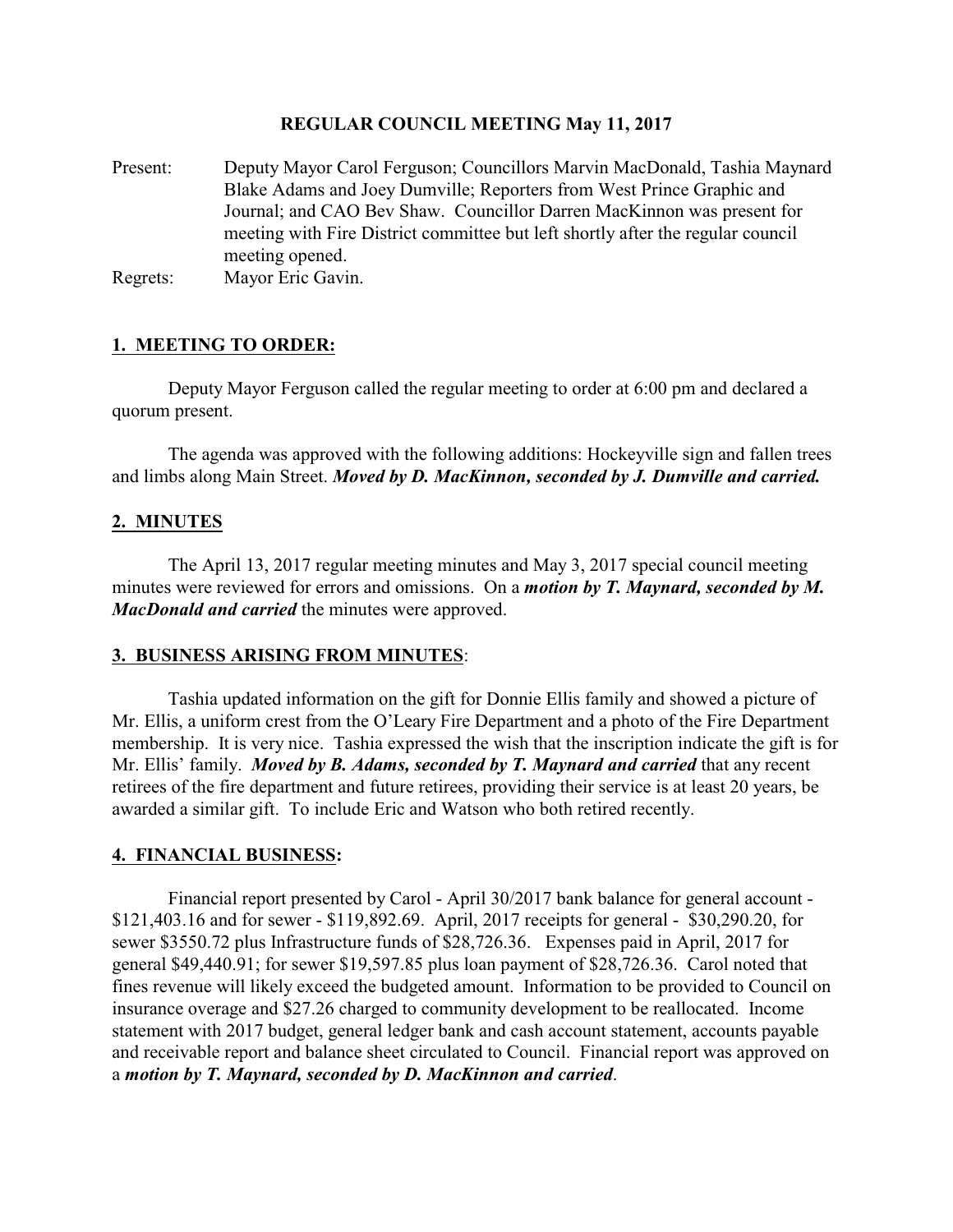# REGULAR COUNCIL MEETING May 11, 2017

Present: Deputy Mayor Carol Ferguson; Councillors Marvin MacDonald, Tashia Maynard Blake Adams and Joey Dumville; Reporters from West Prince Graphic and Journal; and CAO Bev Shaw. Councillor Darren MacKinnon was present for meeting with Fire District committee but left shortly after the regular council meeting opened.

Regrets: Mayor Eric Gavin.

## 1. MEETING TO ORDER:

Deputy Mayor Ferguson called the regular meeting to order at 6:00 pm and declared a quorum present.

The agenda was approved with the following additions: Hockeyville sign and fallen trees and limbs along Main Street. ***Moved by D. MacKinnon, seconded by J. Dumville and carried.***

## 2. MINUTES

The April 13, 2017 regular meeting minutes and May 3, 2017 special council meeting minutes were reviewed for errors and omissions. On a ***motion by T. Maynard, seconded by M. MacDonald and carried*** the minutes were approved.

## 3. BUSINESS ARISING FROM MINUTES:

Tashia updated information on the gift for Donnie Ellis family and showed a picture of Mr. Ellis, a uniform crest from the O'Leary Fire Department and a photo of the Fire Department membership. It is very nice. Tashia expressed the wish that the inscription indicate the gift is for Mr. Ellis' family. ***Moved by B. Adams, seconded by T. Maynard and carried*** that any recent retirees of the fire department and future retirees, providing their service is at least 20 years, be awarded a similar gift. To include Eric and Watson who both retired recently.

## 4. FINANCIAL BUSINESS:

Financial report presented by Carol - April 30/2017 bank balance for general account - \$121,403.16 and for sewer - \$119,892.69. April, 2017 receipts for general - \$30,290.20, for sewer \$3550.72 plus Infrastructure funds of \$28,726.36. Expenses paid in April, 2017 for general \$49,440.91; for sewer \$19,597.85 plus loan payment of \$28,726.36. Carol noted that fines revenue will likely exceed the budgeted amount. Information to be provided to Council on insurance overage and \$27.26 charged to community development to be reallocated. Income statement with 2017 budget, general ledger bank and cash account statement, accounts payable and receivable report and balance sheet circulated to Council. Financial report was approved on a ***motion by T. Maynard, seconded by D. MacKinnon and carried***.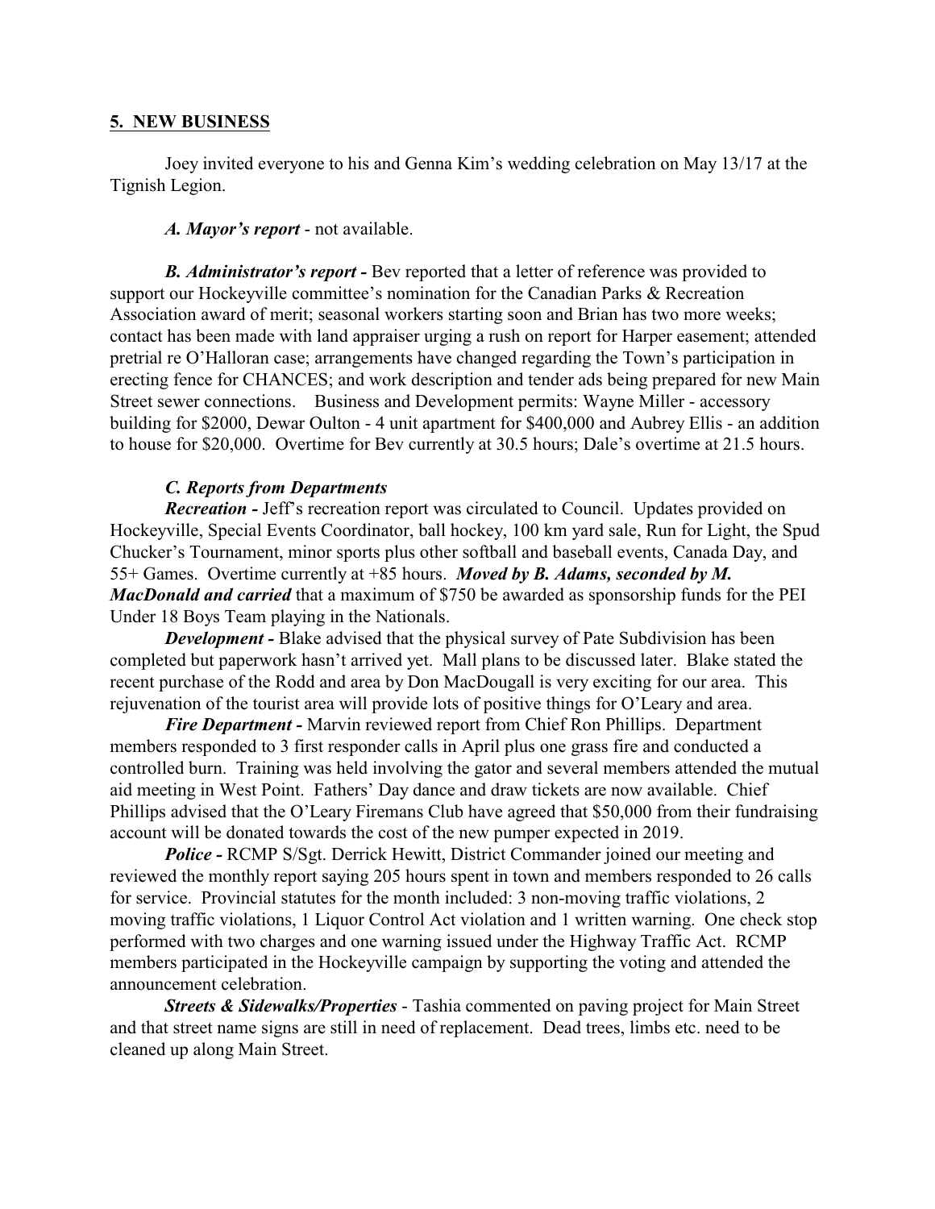## 5. NEW BUSINESS

Joey invited everyone to his and Genna Kim's wedding celebration on May 13/17 at the Tignish Legion.

***A. Mayor's report*** - not available.

***B. Administrator's report -*** Bev reported that a letter of reference was provided to support our Hockeyville committee's nomination for the Canadian Parks & Recreation Association award of merit; seasonal workers starting soon and Brian has two more weeks; contact has been made with land appraiser urging a rush on report for Harper easement; attended pretrial re O'Halloran case; arrangements have changed regarding the Town's participation in erecting fence for CHANCES; and work description and tender ads being prepared for new Main Street sewer connections. Business and Development permits: Wayne Miller - accessory building for $2000, Dewar Oulton - 4 unit apartment for $400,000 and Aubrey Ellis - an addition to house for $20,000. Overtime for Bev currently at 30.5 hours; Dale's overtime at 21.5 hours.

***C. Reports from Departments***

***Recreation -*** Jeff's recreation report was circulated to Council. Updates provided on Hockeyville, Special Events Coordinator, ball hockey, 100 km yard sale, Run for Light, the Spud Chucker's Tournament, minor sports plus other softball and baseball events, Canada Day, and 55+ Games. Overtime currently at +85 hours. ***Moved by B. Adams, seconded by M. MacDonald and carried*** that a maximum of $750 be awarded as sponsorship funds for the PEI Under 18 Boys Team playing in the Nationals.

***Development -*** Blake advised that the physical survey of Pate Subdivision has been completed but paperwork hasn't arrived yet. Mall plans to be discussed later. Blake stated the recent purchase of the Rodd and area by Don MacDougall is very exciting for our area. This rejuvenation of the tourist area will provide lots of positive things for O'Leary and area.

***Fire Department -*** Marvin reviewed report from Chief Ron Phillips. Department members responded to 3 first responder calls in April plus one grass fire and conducted a controlled burn. Training was held involving the gator and several members attended the mutual aid meeting in West Point. Fathers' Day dance and draw tickets are now available. Chief Phillips advised that the O'Leary Firemans Club have agreed that $50,000 from their fundraising account will be donated towards the cost of the new pumper expected in 2019.

***Police -*** RCMP S/Sgt. Derrick Hewitt, District Commander joined our meeting and reviewed the monthly report saying 205 hours spent in town and members responded to 26 calls for service. Provincial statutes for the month included: 3 non-moving traffic violations, 2 moving traffic violations, 1 Liquor Control Act violation and 1 written warning. One check stop performed with two charges and one warning issued under the Highway Traffic Act. RCMP members participated in the Hockeyville campaign by supporting the voting and attended the announcement celebration.

***Streets & Sidewalks/Properties*** - Tashia commented on paving project for Main Street and that street name signs are still in need of replacement. Dead trees, limbs etc. need to be cleaned up along Main Street.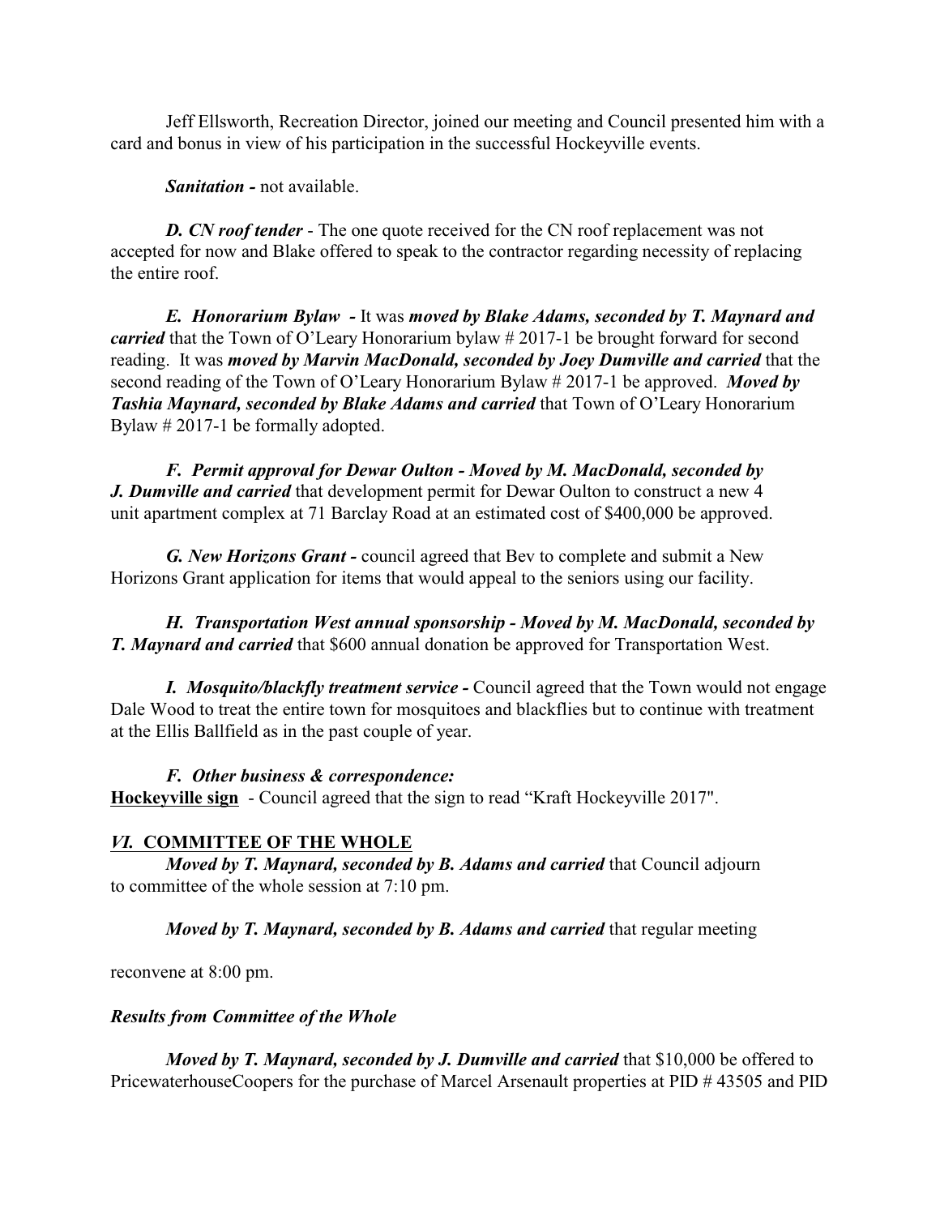Jeff Ellsworth, Recreation Director, joined our meeting and Council presented him with a card and bonus in view of his participation in the successful Hockeyville events.

***Sanitation -*** not available.

***D. CN roof tender*** - The one quote received for the CN roof replacement was not accepted for now and Blake offered to speak to the contractor regarding necessity of replacing the entire roof.

***E. Honorarium Bylaw -*** It was ***moved by Blake Adams, seconded by T. Maynard and carried*** that the Town of O'Leary Honorarium bylaw # 2017-1 be brought forward for second reading. It was ***moved by Marvin MacDonald, seconded by Joey Dumville and carried*** that the second reading of the Town of O'Leary Honorarium Bylaw # 2017-1 be approved. ***Moved by Tashia Maynard, seconded by Blake Adams and carried*** that Town of O'Leary Honorarium Bylaw # 2017-1 be formally adopted.

***F. Permit approval for Dewar Oulton - Moved by M. MacDonald, seconded by J. Dumville and carried*** that development permit for Dewar Oulton to construct a new 4 unit apartment complex at 71 Barclay Road at an estimated cost of $400,000 be approved.

***G. New Horizons Grant -*** council agreed that Bev to complete and submit a New Horizons Grant application for items that would appeal to the seniors using our facility.

***H. Transportation West annual sponsorship - Moved by M. MacDonald, seconded by T. Maynard and carried*** that $600 annual donation be approved for Transportation West.

***I. Mosquito/blackfly treatment service -*** Council agreed that the Town would not engage Dale Wood to treat the entire town for mosquitoes and blackflies but to continue with treatment at the Ellis Ballfield as in the past couple of year.

***F. Other business & correspondence:***

**Hockeyville sign** - Council agreed that the sign to read "Kraft Hockeyville 2017".

## *VI.* COMMITTEE OF THE WHOLE

***Moved by T. Maynard, seconded by B. Adams and carried*** that Council adjourn to committee of the whole session at 7:10 pm.

***Moved by T. Maynard, seconded by B. Adams and carried*** that regular meeting reconvene at 8:00 pm.

***Results from Committee of the Whole***

***Moved by T. Maynard, seconded by J. Dumville and carried*** that $10,000 be offered to PricewaterhouseCoopers for the purchase of Marcel Arsenault properties at PID # 43505 and PID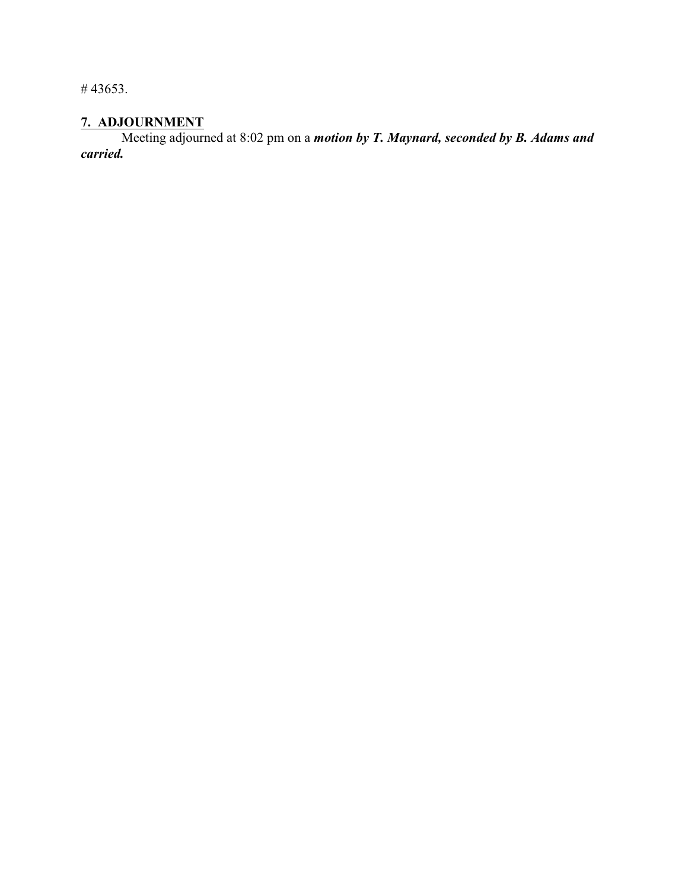# 43653.

**7. ADJOURNMENT**

Meeting adjourned at 8:02 pm on a ***motion by T. Maynard, seconded by B. Adams and carried.***